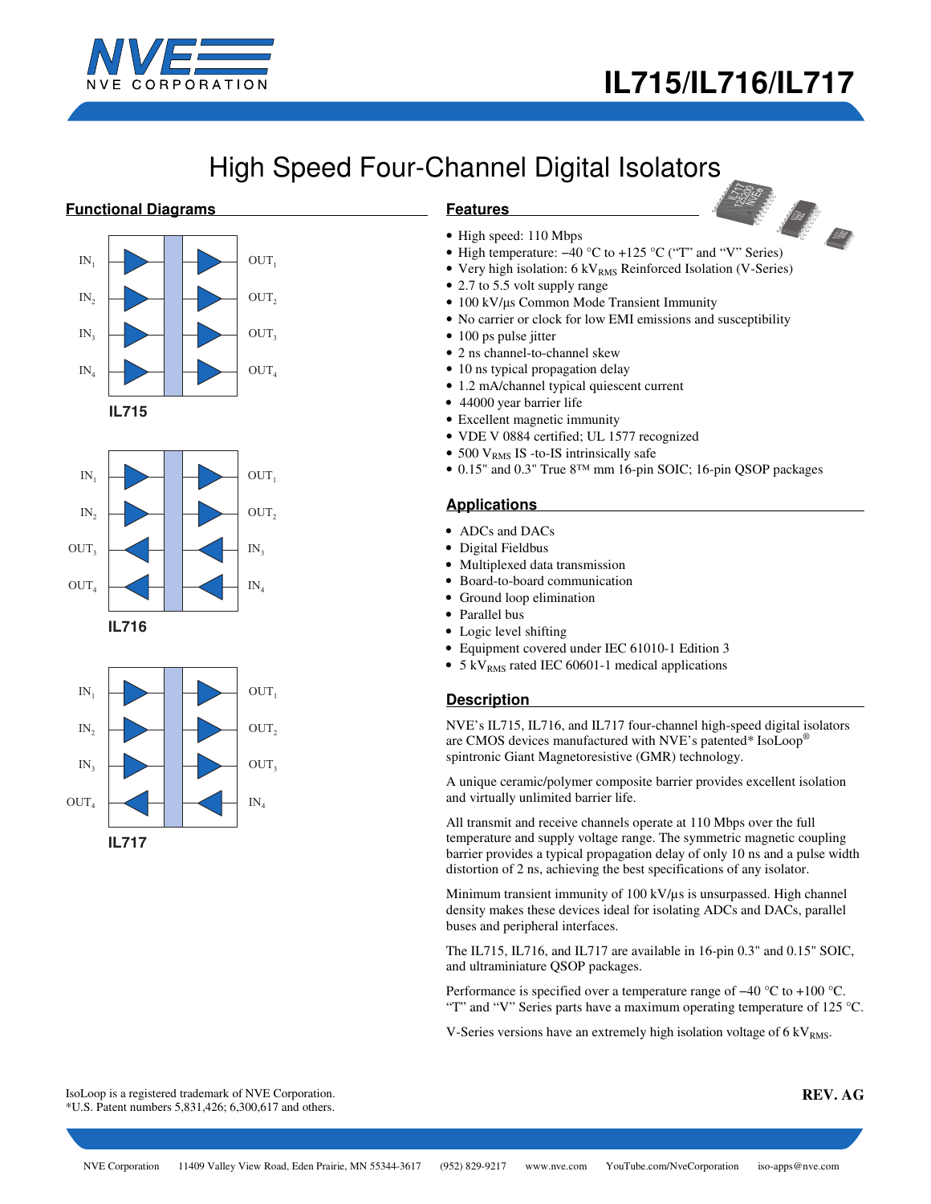# IL715/IL716/IL717

## High Speed Four-Channel Digital Isolators

### Functional Diagrams

| | | | |
|---|---|---|---|
| $IN_1$ | ▶ | ▶ | $OUT_1$ |
| $IN_2$ | ▶ | ▶ | $OUT_2$ |
| $IN_3$ | ▶ | ▶ | $OUT_3$ |
| $IN_4$ | ▶ | ▶ | $OUT_4$ |

**IL715**

| | | | |
|---|---|---|---|
| $IN_1$ | ▶ | ▶ | $OUT_1$ |
| $IN_2$ | ▶ | ▶ | $OUT_2$ |
| $OUT_3$ | ◀ | ◀ | $IN_3$ |
| $OUT_4$ | ◀ | ◀ | $IN_4$ |

**IL716**

| | | | |
|---|---|---|---|
| $IN_1$ | ▶ | ▶ | $OUT_1$ |
| $IN_2$ | ▶ | ▶ | $OUT_2$ |
| $IN_3$ | ▶ | ▶ | $OUT_3$ |
| $OUT_4$ | ◀ | ◀ | $IN_4$ |

**IL717**

### Features

- High speed: 110 Mbps
- High temperature: −40 °C to +125 °C ("T" and "V" Series)
- Very high isolation: 6 $kV_{RMS}$ Reinforced Isolation (V-Series)
- 2.7 to 5.5 volt supply range
- 100 kV/µs Common Mode Transient Immunity
- No carrier or clock for low EMI emissions and susceptibility
- 100 ps pulse jitter
- 2 ns channel-to-channel skew
- 10 ns typical propagation delay
- 1.2 mA/channel typical quiescent current
- 44000 year barrier life
- Excellent magnetic immunity
- VDE V 0884 certified; UL 1577 recognized
- 500 $V_{RMS}$ IS -to-IS intrinsically safe
- 0.15" and 0.3" True 8™ mm 16-pin SOIC; 16-pin QSOP packages

### Applications

- ADCs and DACs
- Digital Fieldbus
- Multiplexed data transmission
- Board-to-board communication
- Ground loop elimination
- Parallel bus
- Logic level shifting
- Equipment covered under IEC 61010-1 Edition 3
- 5 $kV_{RMS}$ rated IEC 60601-1 medical applications

### Description

NVE's IL715, IL716, and IL717 four-channel high-speed digital isolators are CMOS devices manufactured with NVE's patented* IsoLoop® spintronic Giant Magnetoresistive (GMR) technology.

A unique ceramic/polymer composite barrier provides excellent isolation and virtually unlimited barrier life.

All transmit and receive channels operate at 110 Mbps over the full temperature and supply voltage range. The symmetric magnetic coupling barrier provides a typical propagation delay of only 10 ns and a pulse width distortion of 2 ns, achieving the best specifications of any isolator.

Minimum transient immunity of 100 kV/µs is unsurpassed. High channel density makes these devices ideal for isolating ADCs and DACs, parallel buses and peripheral interfaces.

The IL715, IL716, and IL717 are available in 16-pin 0.3" and 0.15" SOIC, and ultraminiature QSOP packages.

Performance is specified over a temperature range of −40 °C to +100 °C. "T" and "V" Series parts have a maximum operating temperature of 125 °C.

V-Series versions have an extremely high isolation voltage of 6 $kV_{RMS}$.

IsoLoop is a registered trademark of NVE Corporation.
*U.S. Patent numbers 5,831,426; 6,300,617 and others.

**REV. AG**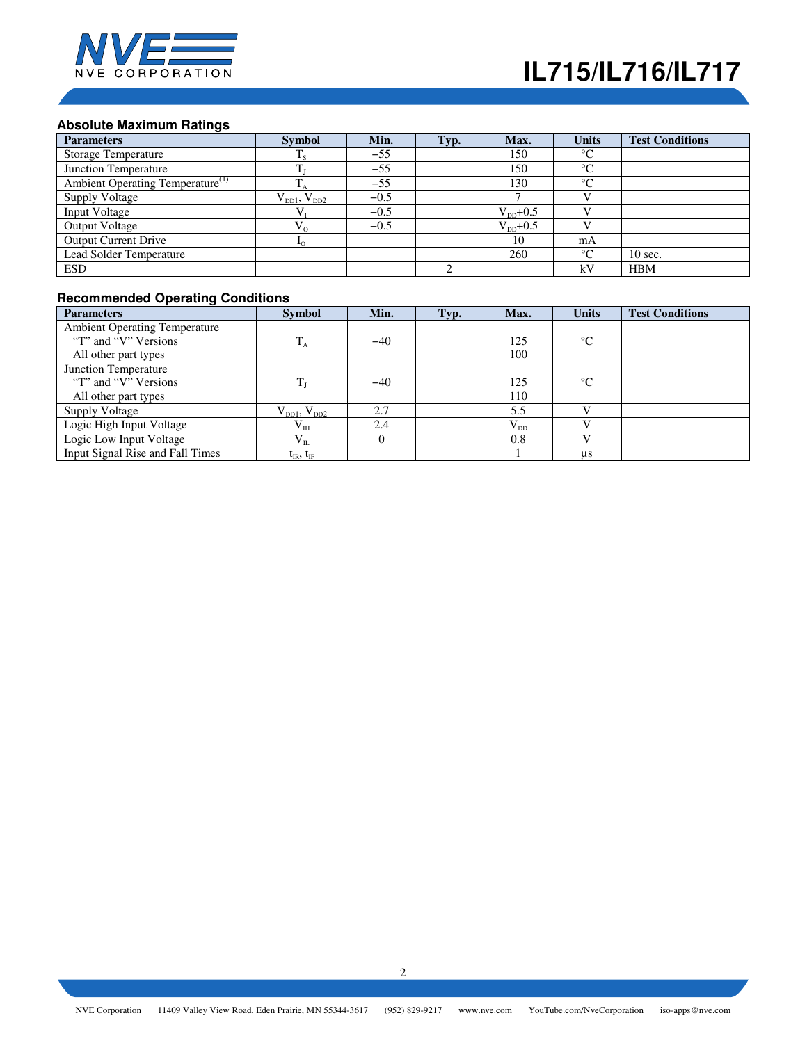## Absolute Maximum Ratings

| Parameters | Symbol | Min. | Typ. | Max. | Units | Test Conditions |
|---|---|---|---|---|---|---|
| Storage Temperature | $T_S$ | −55 | | 150 | °C | |
| Junction Temperature | $T_J$ | −55 | | 150 | °C | |
| Ambient Operating Temperature[1] | $T_A$ | −55 | | 130 | °C | |
| Supply Voltage | $V_{DD1}$, $V_{DD2}$ | −0.5 | | 7 | V | |
| Input Voltage | $V_I$ | −0.5 | | $V_{DD}$+0.5 | V | |
| Output Voltage | $V_O$ | −0.5 | | $V_{DD}$+0.5 | V | |
| Output Current Drive | $I_O$ | | | 10 | mA | |
| Lead Solder Temperature | | | | 260 | °C | 10 sec. |
| ESD | | | 2 | | kV | HBM |

## Recommended Operating Conditions

| Parameters | Symbol | Min. | Typ. | Max. | Units | Test Conditions |
|---|---|---|---|---|---|---|
| Ambient Operating Temperature<br>"T" and "V" Versions<br>All other part types | $T_A$ | −40 | | 125<br>100 | °C | |
| Junction Temperature<br>"T" and "V" Versions<br>All other part types | $T_J$ | −40 | | 125<br>110 | °C | |
| Supply Voltage | $V_{DD1}$, $V_{DD2}$ | 2.7 | | 5.5 | V | |
| Logic High Input Voltage | $V_{IH}$ | 2.4 | | $V_{DD}$ | V | |
| Logic Low Input Voltage | $V_{IL}$ | 0 | | 0.8 | V | |
| Input Signal Rise and Fall Times | $t_{IR}$, $t_{IF}$ | | | 1 | μs | |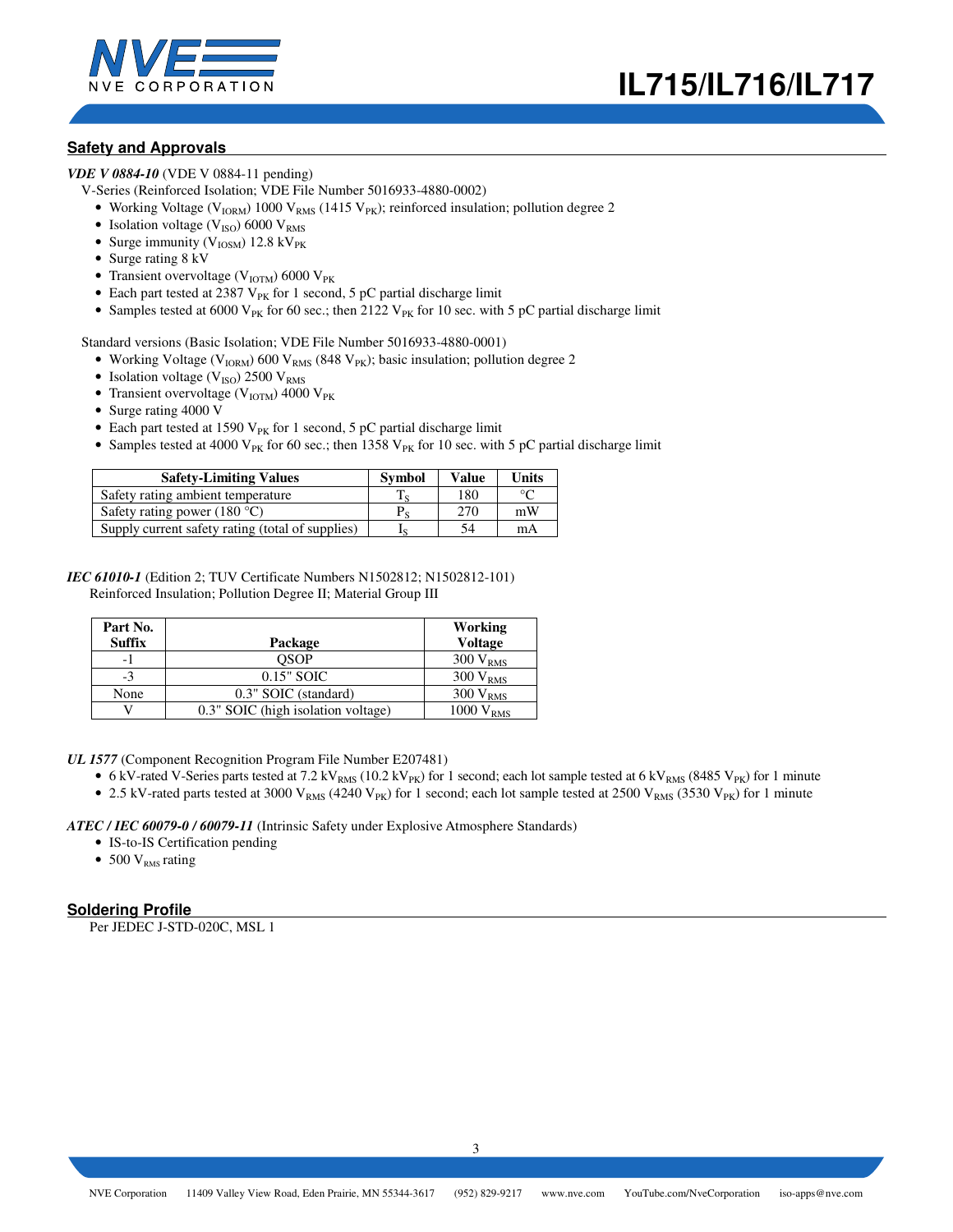## Safety and Approvals

***VDE V 0884-10*** (VDE V 0884-11 pending)

V-Series (Reinforced Isolation; VDE File Number 5016933-4880-0002)

- Working Voltage ($V_{IORM}$) 1000 $V_{RMS}$ (1415 $V_{PK}$); reinforced insulation; pollution degree 2
- Isolation voltage ($V_{ISO}$) 6000 $V_{RMS}$
- Surge immunity ($V_{IOSM}$) 12.8 $kV_{PK}$
- Surge rating 8 kV
- Transient overvoltage ($V_{IOTM}$) 6000 $V_{PK}$
- Each part tested at 2387 $V_{PK}$ for 1 second, 5 pC partial discharge limit
- Samples tested at 6000 $V_{PK}$ for 60 sec.; then 2122 $V_{PK}$ for 10 sec. with 5 pC partial discharge limit

Standard versions (Basic Isolation; VDE File Number 5016933-4880-0001)

- Working Voltage ($V_{IORM}$) 600 $V_{RMS}$ (848 $V_{PK}$); basic insulation; pollution degree 2
- Isolation voltage ($V_{ISO}$) 2500 $V_{RMS}$
- Transient overvoltage ($V_{IOTM}$) 4000 $V_{PK}$
- Surge rating 4000 V
- Each part tested at 1590 $V_{PK}$ for 1 second, 5 pC partial discharge limit
- Samples tested at 4000 $V_{PK}$ for 60 sec.; then 1358 $V_{PK}$ for 10 sec. with 5 pC partial discharge limit

| Safety-Limiting Values | Symbol | Value | Units |
|---|---|---|---|
| Safety rating ambient temperature | $T_S$ | 180 | °C |
| Safety rating power (180 °C) | $P_S$ | 270 | mW |
| Supply current safety rating (total of supplies) | $I_S$ | 54 | mA |

***IEC 61010-1*** (Edition 2; TUV Certificate Numbers N1502812; N1502812-101)

Reinforced Insulation; Pollution Degree II; Material Group III

| Part No. Suffix | Package | Working Voltage |
|---|---|---|
| -1 | QSOP | 300 $V_{RMS}$ |
| -3 | 0.15" SOIC | 300 $V_{RMS}$ |
| None | 0.3" SOIC (standard) | 300 $V_{RMS}$ |
| V | 0.3" SOIC (high isolation voltage) | 1000 $V_{RMS}$ |

***UL 1577*** (Component Recognition Program File Number E207481)

- 6 kV-rated V-Series parts tested at 7.2 $kV_{RMS}$ (10.2 $kV_{PK}$) for 1 second; each lot sample tested at 6 $kV_{RMS}$ (8485 $V_{PK}$) for 1 minute
- 2.5 kV-rated parts tested at 3000 $V_{RMS}$ (4240 $V_{PK}$) for 1 second; each lot sample tested at 2500 $V_{RMS}$ (3530 $V_{PK}$) for 1 minute

***ATEC / IEC 60079-0 / 60079-11*** (Intrinsic Safety under Explosive Atmosphere Standards)

- IS-to-IS Certification pending
- 500 $V_{RMS}$ rating

## Soldering Profile

Per JEDEC J-STD-020C, MSL 1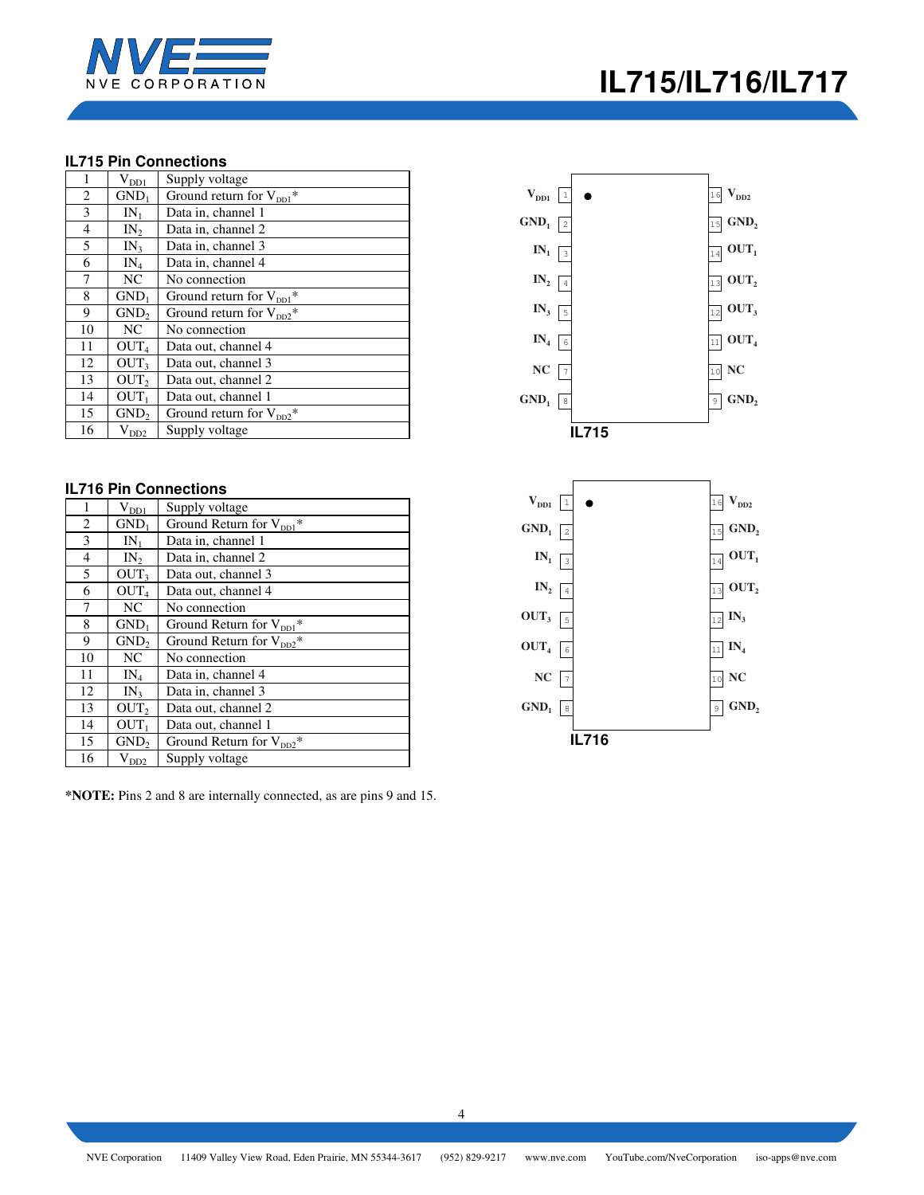## IL715 Pin Connections

| | | |
|---|---|---|
| 1 | $V_{DD1}$ | Supply voltage |
| 2 | $GND_1$ | Ground return for $V_{DD1}$* |
| 3 | $IN_1$ | Data in, channel 1 |
| 4 | $IN_2$ | Data in, channel 2 |
| 5 | $IN_3$ | Data in, channel 3 |
| 6 | $IN_4$ | Data in, channel 4 |
| 7 | NC | No connection |
| 8 | $GND_1$ | Ground return for $V_{DD1}$* |
| 9 | $GND_2$ | Ground return for $V_{DD2}$* |
| 10 | NC | No connection |
| 11 | $OUT_4$ | Data out, channel 4 |
| 12 | $OUT_3$ | Data out, channel 3 |
| 13 | $OUT_2$ | Data out, channel 2 |
| 14 | $OUT_1$ | Data out, channel 1 |
| 15 | $GND_2$ | Ground return for $V_{DD2}$* |
| 16 | $V_{DD2}$ | Supply voltage |

IL715

## IL716 Pin Connections

| | | |
|---|---|---|
| 1 | $V_{DD1}$ | Supply voltage |
| 2 | $GND_1$ | Ground Return for $V_{DD1}$* |
| 3 | $IN_1$ | Data in, channel 1 |
| 4 | $IN_2$ | Data in, channel 2 |
| 5 | $OUT_3$ | Data out, channel 3 |
| 6 | $OUT_4$ | Data out, channel 4 |
| 7 | NC | No connection |
| 8 | $GND_1$ | Ground Return for $V_{DD1}$* |
| 9 | $GND_2$ | Ground Return for $V_{DD2}$* |
| 10 | NC | No connection |
| 11 | $IN_4$ | Data in, channel 4 |
| 12 | $IN_3$ | Data in, channel 3 |
| 13 | $OUT_2$ | Data out, channel 2 |
| 14 | $OUT_1$ | Data out, channel 1 |
| 15 | $GND_2$ | Ground Return for $V_{DD2}$* |
| 16 | $V_{DD2}$ | Supply voltage |

IL716

**\*NOTE:** Pins 2 and 8 are internally connected, as are pins 9 and 15.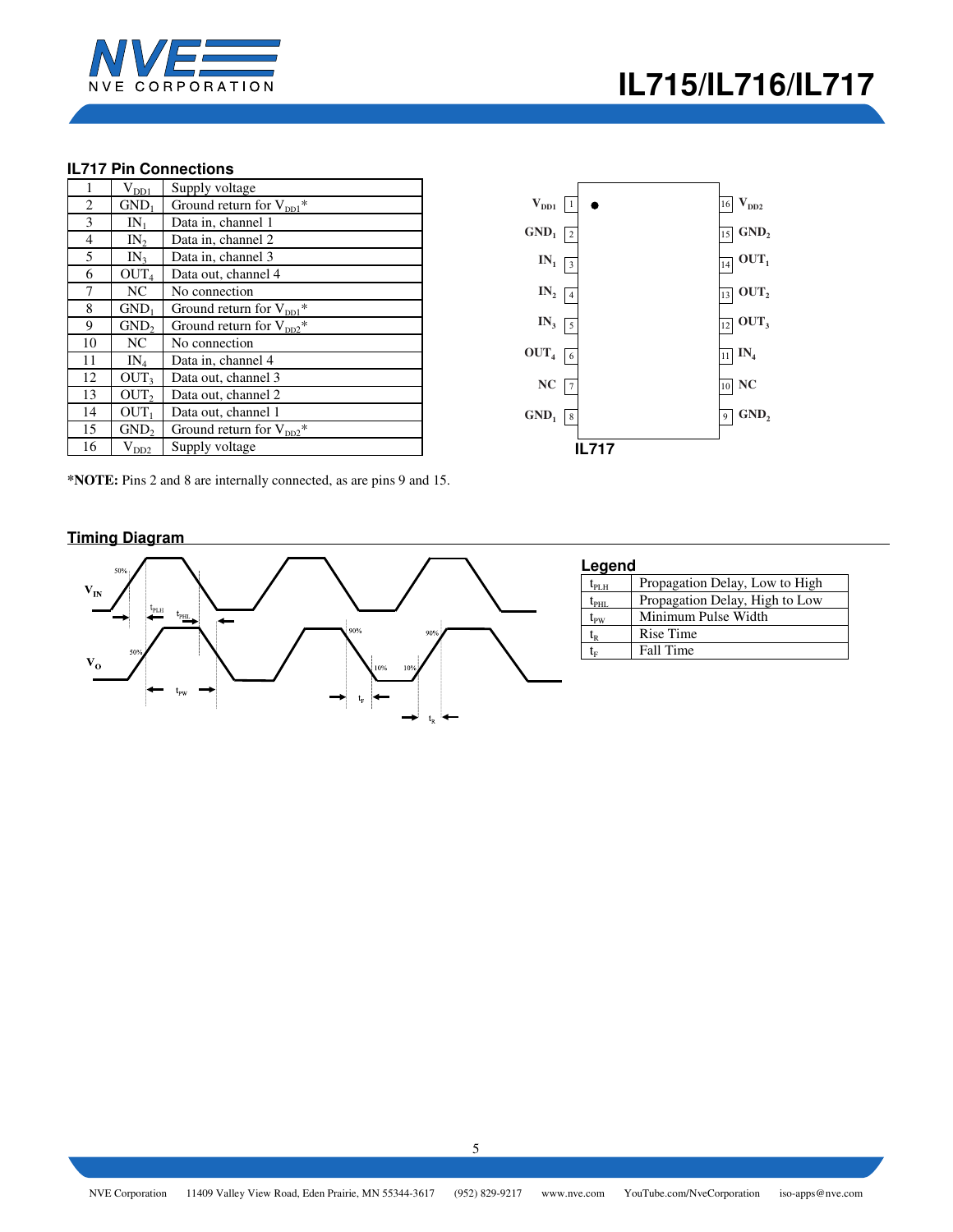### IL717 Pin Connections

| | | |
|---|---|---|
| 1 | $V_{DD1}$ | Supply voltage |
| 2 | $GND_1$ | Ground return for $V_{DD1}$* |
| 3 | $IN_1$ | Data in, channel 1 |
| 4 | $IN_2$ | Data in, channel 2 |
| 5 | $IN_3$ | Data in, channel 3 |
| 6 | $OUT_4$ | Data out, channel 4 |
| 7 | NC | No connection |
| 8 | $GND_1$ | Ground return for $V_{DD1}$* |
| 9 | $GND_2$ | Ground return for $V_{DD2}$* |
| 10 | NC | No connection |
| 11 | $IN_4$ | Data in, channel 4 |
| 12 | $OUT_3$ | Data out, channel 3 |
| 13 | $OUT_2$ | Data out, channel 2 |
| 14 | $OUT_1$ | Data out, channel 1 |
| 15 | $GND_2$ | Ground return for $V_{DD2}$* |
| 16 | $V_{DD2}$ | Supply voltage |

**\*NOTE:** Pins 2 and 8 are internally connected, as are pins 9 and 15.

IL717

### Timing Diagram

**Legend**

| | |
|---|---|
| $t_{PLH}$ | Propagation Delay, Low to High |
| $t_{PHL}$ | Propagation Delay, High to Low |
| $t_{PW}$ | Minimum Pulse Width |
| $t_R$ | Rise Time |
| $t_F$ | Fall Time |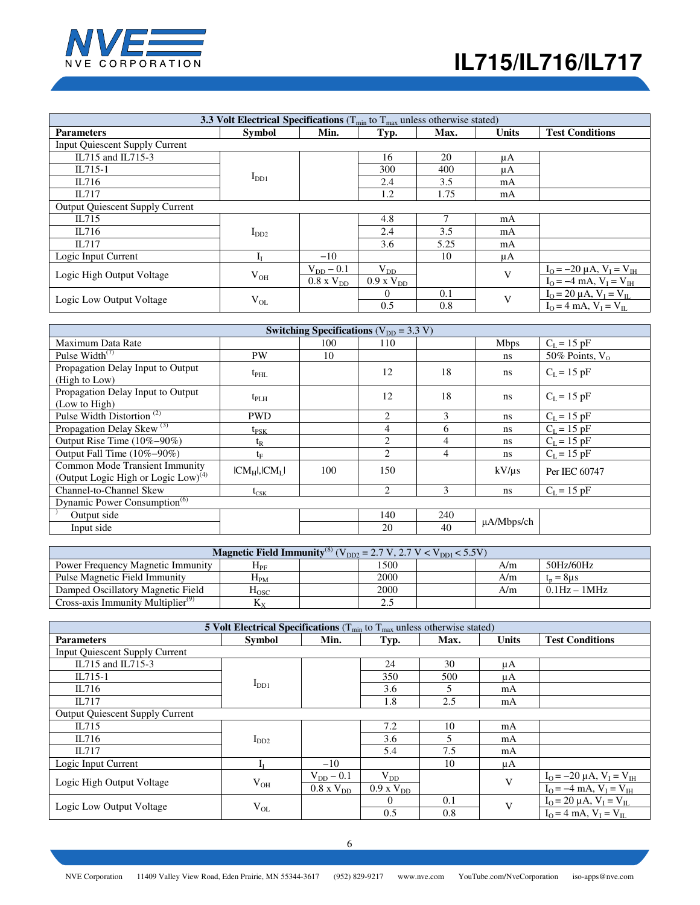| **3.3 Volt Electrical Specifications** ($T_{min}$ to $T_{max}$ unless otherwise stated) | | | | | | |
|---|---|---|---|---|---|---|
| **Parameters** | **Symbol** | **Min.** | **Typ.** | **Max.** | **Units** | **Test Conditions** |
| Input Quiescent Supply Current | | | | | | |
| IL715 and IL715-3 | $I_{DD1}$ | | 16 | 20 | μA | |
| IL715-1 | | | 300 | 400 | μA | |
| IL716 | | | 2.4 | 3.5 | mA | |
| IL717 | | | 1.2 | 1.75 | mA | |
| Output Quiescent Supply Current | | | | | | |
| IL715 | $I_{DD2}$ | | 4.8 | 7 | mA | |
| IL716 | | | 2.4 | 3.5 | mA | |
| IL717 | | | 3.6 | 5.25 | mA | |
| Logic Input Current | $I_I$ | −10 | | 10 | μA | |
| Logic High Output Voltage | $V_{OH}$ | $V_{DD} - 0.1$ | $V_{DD}$ | | V | $I_O = -20$ μA, $V_I = V_{IH}$ |
| | | 0.8 x $V_{DD}$ | 0.9 x $V_{DD}$ | | | $I_O = -4$ mA, $V_I = V_{IH}$ |
| Logic Low Output Voltage | $V_{OL}$ | | 0 | 0.1 | V | $I_O = 20$ μA, $V_I = V_{IL}$ |
| | | | 0.5 | 0.8 | | $I_O = 4$ mA, $V_I = V_{IL}$ |

| **Switching Specifications** ($V_{DD}$ = 3.3 V) | | | | | | |
|---|---|---|---|---|---|---|
| Maximum Data Rate | | 100 | 110 | | Mbps | $C_L$ = 15 pF |
| Pulse Width[7] | PW | 10 | | | ns | 50% Points, $V_O$ |
| Propagation Delay Input to Output (High to Low) | $t_{PHL}$ | | 12 | 18 | ns | $C_L$ = 15 pF |
| Propagation Delay Input to Output (Low to High) | $t_{PLH}$ | | 12 | 18 | ns | $C_L$ = 15 pF |
| Pulse Width Distortion [2] | PWD | | 2 | 3 | ns | $C_L$ = 15 pF |
| Propagation Delay Skew [3] | $t_{PSK}$ | | 4 | 6 | ns | $C_L$ = 15 pF |
| Output Rise Time (10%–90%) | $t_R$ | | 2 | 4 | ns | $C_L$ = 15 pF |
| Output Fall Time (10%–90%) | $t_F$ | | 2 | 4 | ns | $C_L$ = 15 pF |
| Common Mode Transient Immunity (Output Logic High or Logic Low)[4] | $\|CM_H\|,\|CM_L\|$ | 100 | 150 | | kV/μs | Per IEC 60747 |
| Channel-to-Channel Skew | $t_{CSK}$ | | 2 | 3 | ns | $C_L$ = 15 pF |
| Dynamic Power Consumption[6] | | | | | | |
| Output side | | | 140 | 240 | μA/Mbps/ch | |
| Input side | | | 20 | 40 | | |

| **Magnetic Field Immunity**[8] ($V_{DD2}$ = 2.7 V, 2.7 V < $V_{DD1}$ < 5.5V) | | | | | | |
|---|---|---|---|---|---|---|
| Power Frequency Magnetic Immunity | $H_{PF}$ | | 1500 | | A/m | 50Hz/60Hz |
| Pulse Magnetic Field Immunity | $H_{PM}$ | | 2000 | | A/m | $t_p$ = 8μs |
| Damped Oscillatory Magnetic Field | $H_{OSC}$ | | 2000 | | A/m | 0.1Hz – 1MHz |
| Cross-axis Immunity Multiplier[9] | $K_X$ | | 2.5 | | | |

| **5 Volt Electrical Specifications** ($T_{min}$ to $T_{max}$ unless otherwise stated) | | | | | | |
|---|---|---|---|---|---|---|
| **Parameters** | **Symbol** | **Min.** | **Typ.** | **Max.** | **Units** | **Test Conditions** |
| Input Quiescent Supply Current | | | | | | |
| IL715 and IL715-3 | $I_{DD1}$ | | 24 | 30 | μA | |
| IL715-1 | | | 350 | 500 | μA | |
| IL716 | | | 3.6 | 5 | mA | |
| IL717 | | | 1.8 | 2.5 | mA | |
| Output Quiescent Supply Current | | | | | | |
| IL715 | $I_{DD2}$ | | 7.2 | 10 | mA | |
| IL716 | | | 3.6 | 5 | mA | |
| IL717 | | | 5.4 | 7.5 | mA | |
| Logic Input Current | $I_I$ | −10 | | 10 | μA | |
| Logic High Output Voltage | $V_{OH}$ | $V_{DD} - 0.1$ | $V_{DD}$ | | V | $I_O = -20$ μA, $V_I = V_{IH}$ |
| | | 0.8 x $V_{DD}$ | 0.9 x $V_{DD}$ | | | $I_O = -4$ mA, $V_I = V_{IH}$ |
| Logic Low Output Voltage | $V_{OL}$ | | 0 | 0.1 | V | $I_O = 20$ μA, $V_I = V_{IL}$ |
| | | | 0.5 | 0.8 | | $I_O = 4$ mA, $V_I = V_{IL}$ |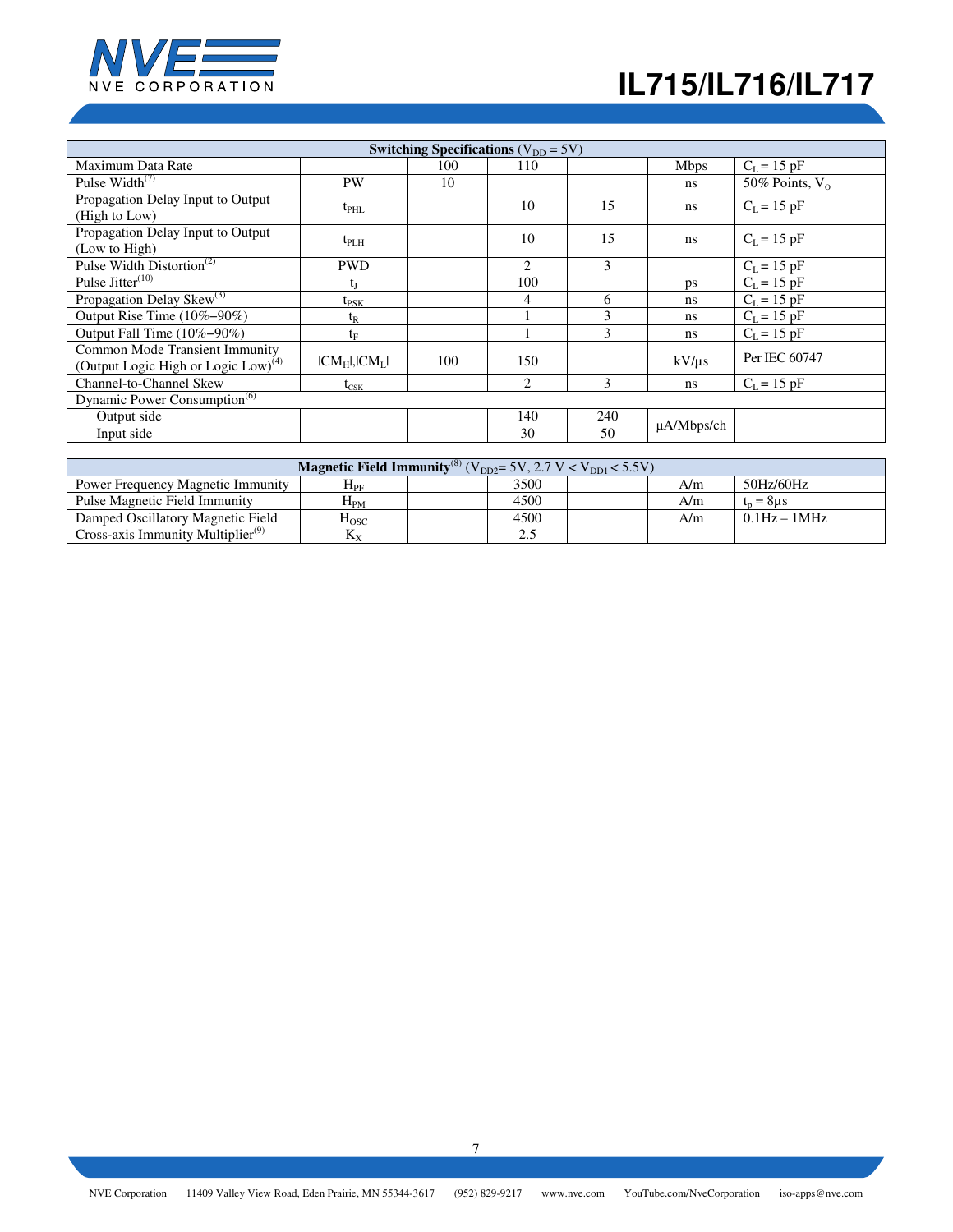| Switching Specifications ($V_{DD}$ = 5V) | | | | | | |
|---|---|---|---|---|---|---|
| Maximum Data Rate | | 100 | 110 | | Mbps | $C_L$ = 15 pF |
| Pulse Width[7] | PW | 10 | | | ns | 50% Points, $V_O$ |
| Propagation Delay Input to Output (High to Low) | $t_{PHL}$ | | 10 | 15 | ns | $C_L$ = 15 pF |
| Propagation Delay Input to Output (Low to High) | $t_{PLH}$ | | 10 | 15 | ns | $C_L$ = 15 pF |
| Pulse Width Distortion[2] | PWD | | 2 | 3 | | $C_L$ = 15 pF |
| Pulse Jitter[10] | $t_J$ | | 100 | | ps | $C_L$ = 15 pF |
| Propagation Delay Skew[3] | $t_{PSK}$ | | 4 | 6 | ns | $C_L$ = 15 pF |
| Output Rise Time (10%–90%) | $t_R$ | | 1 | 3 | ns | $C_L$ = 15 pF |
| Output Fall Time (10%–90%) | $t_F$ | | 1 | 3 | ns | $C_L$ = 15 pF |
| Common Mode Transient Immunity (Output Logic High or Logic Low)[4] | $\|CM_H\|,\|CM_L\|$ | 100 | 150 | | kV/μs | Per IEC 60747 |
| Channel-to-Channel Skew | $t_{CSK}$ | | 2 | 3 | ns | $C_L$ = 15 pF |
| Dynamic Power Consumption[6] | | | | | | |
| Output side | | | 140 | 240 | μA/Mbps/ch | |
| Input side | | | 30 | 50 | μA/Mbps/ch | |

| Magnetic Field Immunity[8] ($V_{DD2}$= 5V, 2.7 V < $V_{DD1}$ < 5.5V) | | | | | | |
|---|---|---|---|---|---|---|
| Power Frequency Magnetic Immunity | $H_{PF}$ | | 3500 | | A/m | 50Hz/60Hz |
| Pulse Magnetic Field Immunity | $H_{PM}$ | | 4500 | | A/m | $t_p$ = 8μs |
| Damped Oscillatory Magnetic Field | $H_{OSC}$ | | 4500 | | A/m | 0.1Hz – 1MHz |
| Cross-axis Immunity Multiplier[9] | $K_X$ | | 2.5 | | | |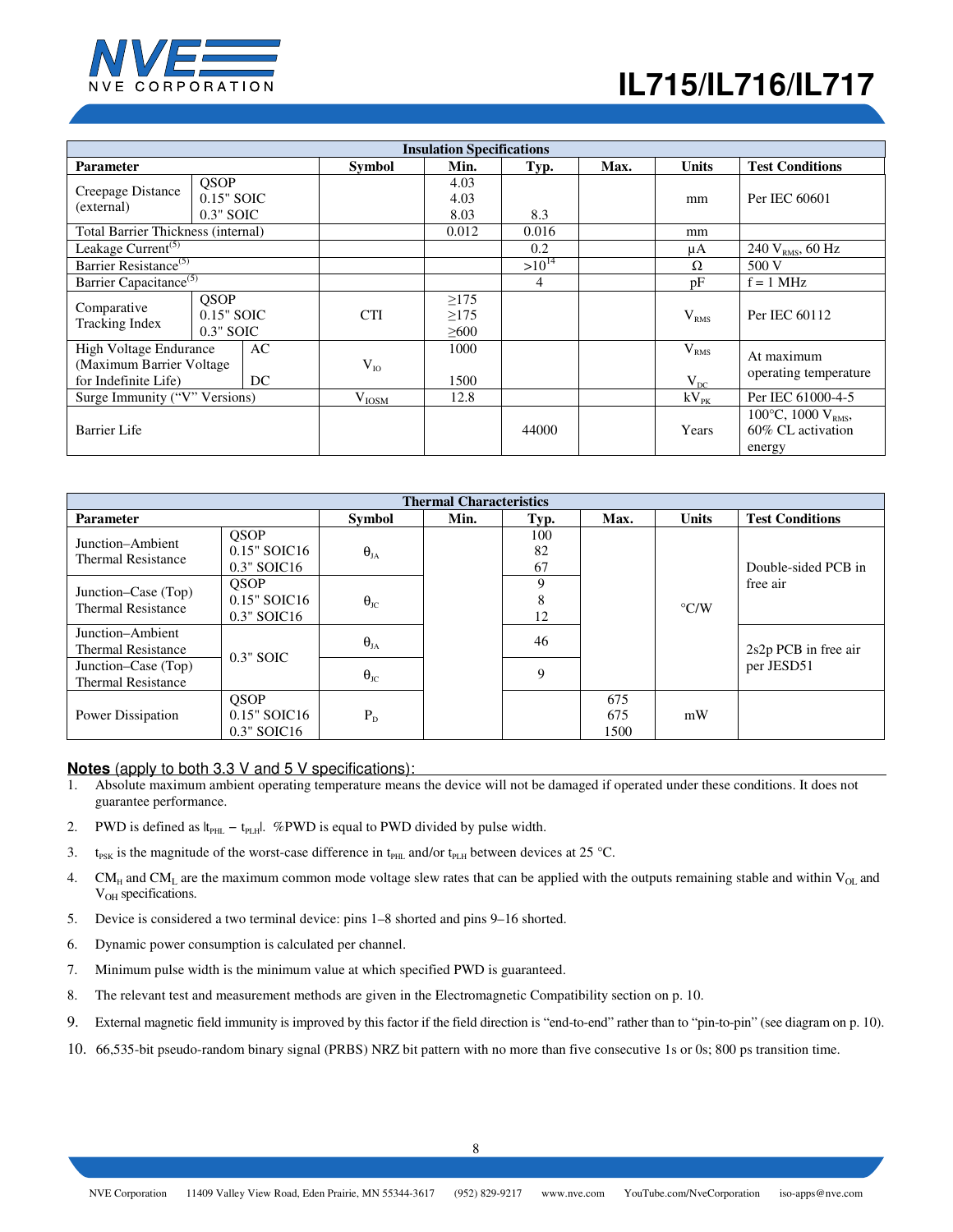| Insulation Specifications | | | | | | | |
|---|---|---|---|---|---|---|---|
| **Parameter** | | **Symbol** | **Min.** | **Typ.** | **Max.** | **Units** | **Test Conditions** |
| Creepage Distance (external) | QSOP<br>0.15" SOIC<br>0.3" SOIC | | 4.03<br>4.03<br>8.03 | <br><br>8.3 | | mm | Per IEC 60601 |
| Total Barrier Thickness (internal) | | | 0.012 | 0.016 | | mm | |
| Leakage Current[(5)] | | | | 0.2 | | μA | 240 $V_{RMS}$, 60 Hz |
| Barrier Resistance[(5)] | | | | $>10^{14}$ | | Ω | 500 V |
| Barrier Capacitance[(5)] | | | | 4 | | pF | f = 1 MHz |
| Comparative Tracking Index | QSOP<br>0.15" SOIC<br>0.3" SOIC | CTI | ≥175<br>≥175<br>≥600 | | | $V_{RMS}$ | Per IEC 60112 |
| High Voltage Endurance (Maximum Barrier Voltage for Indefinite Life) | AC<br>DC | $V_{IO}$ | 1000<br>1500 | | | $V_{RMS}$<br>$V_{DC}$ | At maximum operating temperature |
| Surge Immunity ("V" Versions) | | $V_{IOSM}$ | 12.8 | | | $kV_{PK}$ | Per IEC 61000-4-5 |
| Barrier Life | | | | 44000 | | Years | 100°C, 1000 $V_{RMS}$, 60% CL activation energy |

| Thermal Characteristics | | | | | | | |
|---|---|---|---|---|---|---|---|
| **Parameter** | | **Symbol** | **Min.** | **Typ.** | **Max.** | **Units** | **Test Conditions** |
| Junction–Ambient Thermal Resistance | QSOP<br>0.15" SOIC16<br>0.3" SOIC16 | $\theta_{JA}$ | | 100<br>82<br>67 | | °C/W | Double-sided PCB in free air |
| Junction–Case (Top) Thermal Resistance | QSOP<br>0.15" SOIC16<br>0.3" SOIC16 | $\theta_{JC}$ | | 9<br>8<br>12 | | °C/W | Double-sided PCB in free air |
| Junction–Ambient Thermal Resistance | 0.3" SOIC | $\theta_{JA}$ | | 46 | | °C/W | 2s2p PCB in free air per JESD51 |
| Junction–Case (Top) Thermal Resistance | 0.3" SOIC | $\theta_{JC}$ | | 9 | | °C/W | 2s2p PCB in free air per JESD51 |
| Power Dissipation | QSOP<br>0.15" SOIC16<br>0.3" SOIC16 | $P_D$ | | | 675<br>675<br>1500 | mW | |

**Notes** (apply to both 3.3 V and 5 V specifications):

1. Absolute maximum ambient operating temperature means the device will not be damaged if operated under these conditions. It does not guarantee performance.
2. PWD is defined as $|t_{PHL} - t_{PLH}|$. %PWD is equal to PWD divided by pulse width.
3. $t_{PSK}$ is the magnitude of the worst-case difference in $t_{PHL}$ and/or $t_{PLH}$ between devices at 25 °C.
4. $CM_H$ and $CM_L$ are the maximum common mode voltage slew rates that can be applied with the outputs remaining stable and within $V_{OL}$ and $V_{OH}$ specifications.
5. Device is considered a two terminal device: pins 1–8 shorted and pins 9–16 shorted.
6. Dynamic power consumption is calculated per channel.
7. Minimum pulse width is the minimum value at which specified PWD is guaranteed.
8. The relevant test and measurement methods are given in the Electromagnetic Compatibility section on p. 10.
9. External magnetic field immunity is improved by this factor if the field direction is "end-to-end" rather than to "pin-to-pin" (see diagram on p. 10).
10. 66,535-bit pseudo-random binary signal (PRBS) NRZ bit pattern with no more than five consecutive 1s or 0s; 800 ps transition time.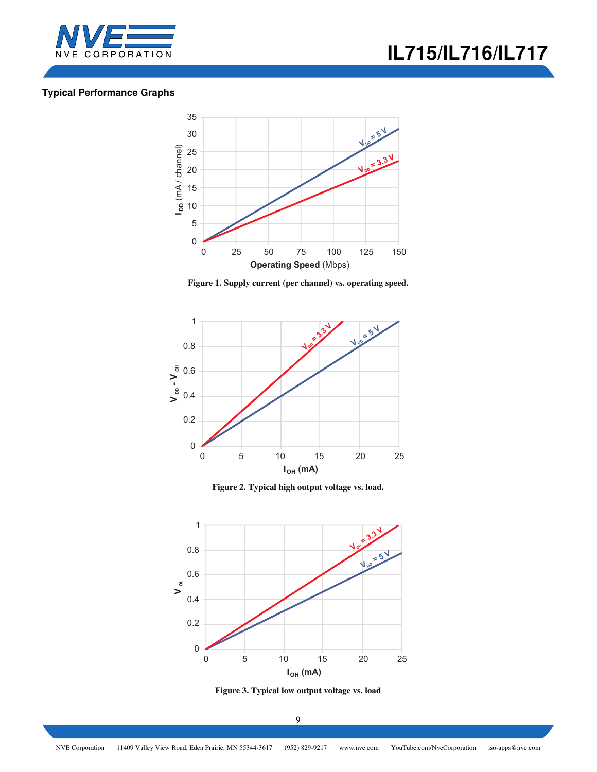## Typical Performance Graphs

**Figure 1. Supply current (per channel) vs. operating speed.**

**Figure 2. Typical high output voltage vs. load.**

**Figure 3. Typical low output voltage vs. load**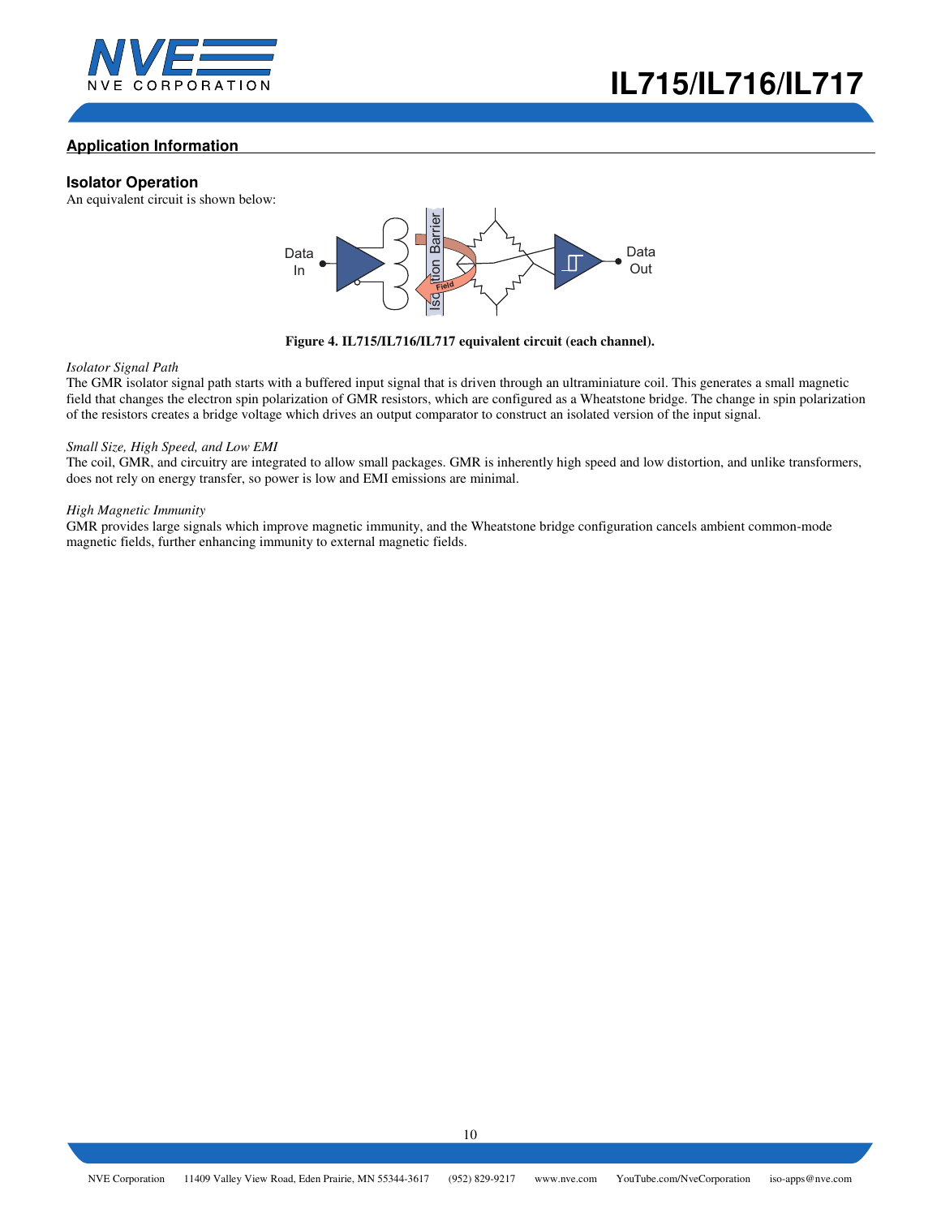## Application Information

### Isolator Operation

An equivalent circuit is shown below:

**Figure 4. IL715/IL716/IL717 equivalent circuit (each channel).**

*Isolator Signal Path*

The GMR isolator signal path starts with a buffered input signal that is driven through an ultraminiature coil. This generates a small magnetic field that changes the electron spin polarization of GMR resistors, which are configured as a Wheatstone bridge. The change in spin polarization of the resistors creates a bridge voltage which drives an output comparator to construct an isolated version of the input signal.

*Small Size, High Speed, and Low EMI*

The coil, GMR, and circuitry are integrated to allow small packages. GMR is inherently high speed and low distortion, and unlike transformers, does not rely on energy transfer, so power is low and EMI emissions are minimal.

*High Magnetic Immunity*

GMR provides large signals which improve magnetic immunity, and the Wheatstone bridge configuration cancels ambient common-mode magnetic fields, further enhancing immunity to external magnetic fields.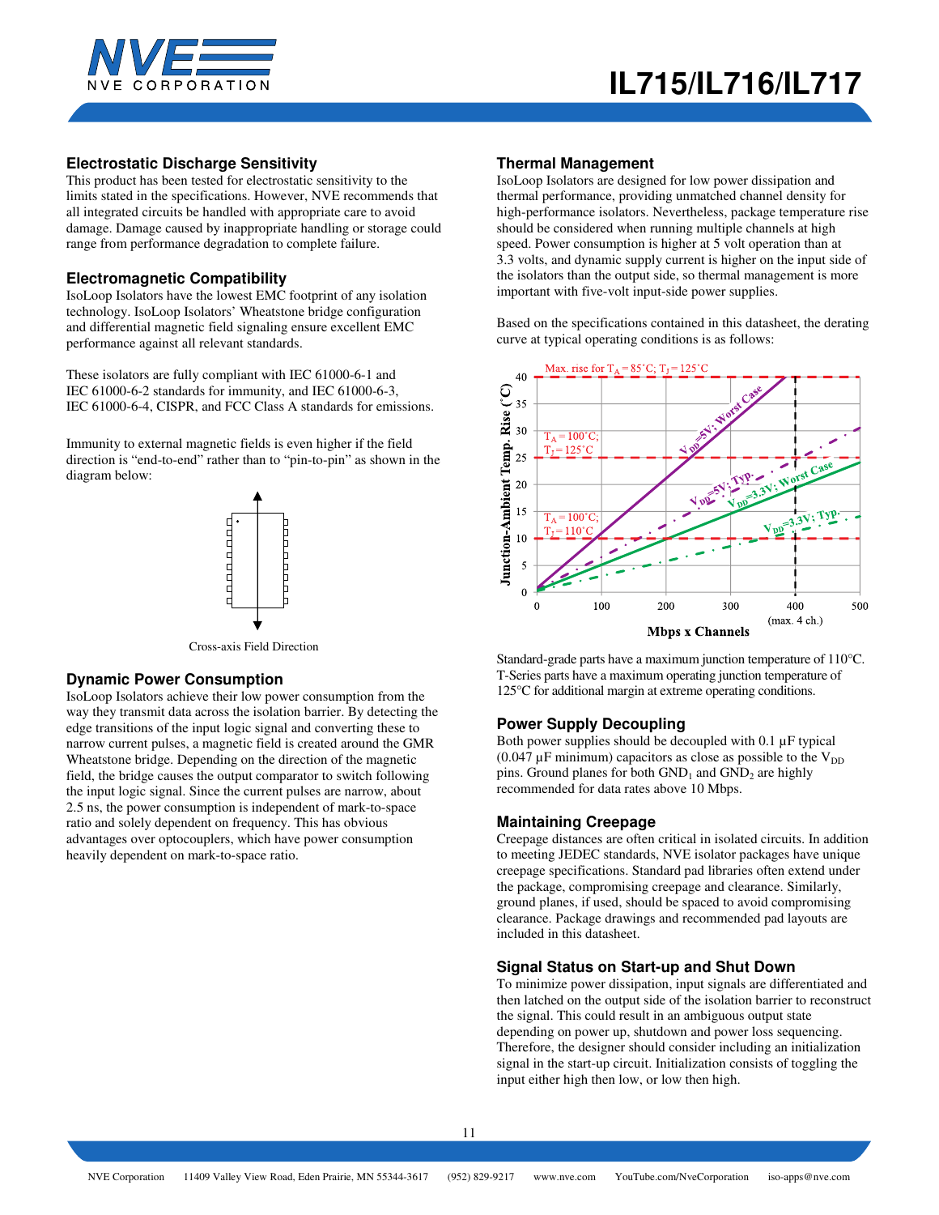## Electrostatic Discharge Sensitivity

This product has been tested for electrostatic sensitivity to the limits stated in the specifications. However, NVE recommends that all integrated circuits be handled with appropriate care to avoid damage. Damage caused by inappropriate handling or storage could range from performance degradation to complete failure.

## Electromagnetic Compatibility

IsoLoop Isolators have the lowest EMC footprint of any isolation technology. IsoLoop Isolators' Wheatstone bridge configuration and differential magnetic field signaling ensure excellent EMC performance against all relevant standards.

These isolators are fully compliant with IEC 61000-6-1 and IEC 61000-6-2 standards for immunity, and IEC 61000-6-3, IEC 61000-6-4, CISPR, and FCC Class A standards for emissions.

Immunity to external magnetic fields is even higher if the field direction is "end-to-end" rather than to "pin-to-pin" as shown in the diagram below:

Cross-axis Field Direction

## Dynamic Power Consumption

IsoLoop Isolators achieve their low power consumption from the way they transmit data across the isolation barrier. By detecting the edge transitions of the input logic signal and converting these to narrow current pulses, a magnetic field is created around the GMR Wheatstone bridge. Depending on the direction of the magnetic field, the bridge causes the output comparator to switch following the input logic signal. Since the current pulses are narrow, about 2.5 ns, the power consumption is independent of mark-to-space ratio and solely dependent on frequency. This has obvious advantages over optocouplers, which have power consumption heavily dependent on mark-to-space ratio.

## Thermal Management

IsoLoop Isolators are designed for low power dissipation and thermal performance, providing unmatched channel density for high-performance isolators. Nevertheless, package temperature rise should be considered when running multiple channels at high speed. Power consumption is higher at 5 volt operation than at 3.3 volts, and dynamic supply current is higher on the input side of the isolators than the output side, so thermal management is more important with five-volt input-side power supplies.

Based on the specifications contained in this datasheet, the derating curve at typical operating conditions is as follows:

Standard-grade parts have a maximum junction temperature of 110°C. T-Series parts have a maximum operating junction temperature of 125°C for additional margin at extreme operating conditions.

## Power Supply Decoupling

Both power supplies should be decoupled with 0.1 µF typical (0.047 µF minimum) capacitors as close as possible to the $V_{DD}$ pins. Ground planes for both $GND_1$ and $GND_2$ are highly recommended for data rates above 10 Mbps.

## Maintaining Creepage

Creepage distances are often critical in isolated circuits. In addition to meeting JEDEC standards, NVE isolator packages have unique creepage specifications. Standard pad libraries often extend under the package, compromising creepage and clearance. Similarly, ground planes, if used, should be spaced to avoid compromising clearance. Package drawings and recommended pad layouts are included in this datasheet.

## Signal Status on Start-up and Shut Down

To minimize power dissipation, input signals are differentiated and then latched on the output side of the isolation barrier to reconstruct the signal. This could result in an ambiguous output state depending on power up, shutdown and power loss sequencing. Therefore, the designer should consider including an initialization signal in the start-up circuit. Initialization consists of toggling the input either high then low, or low then high.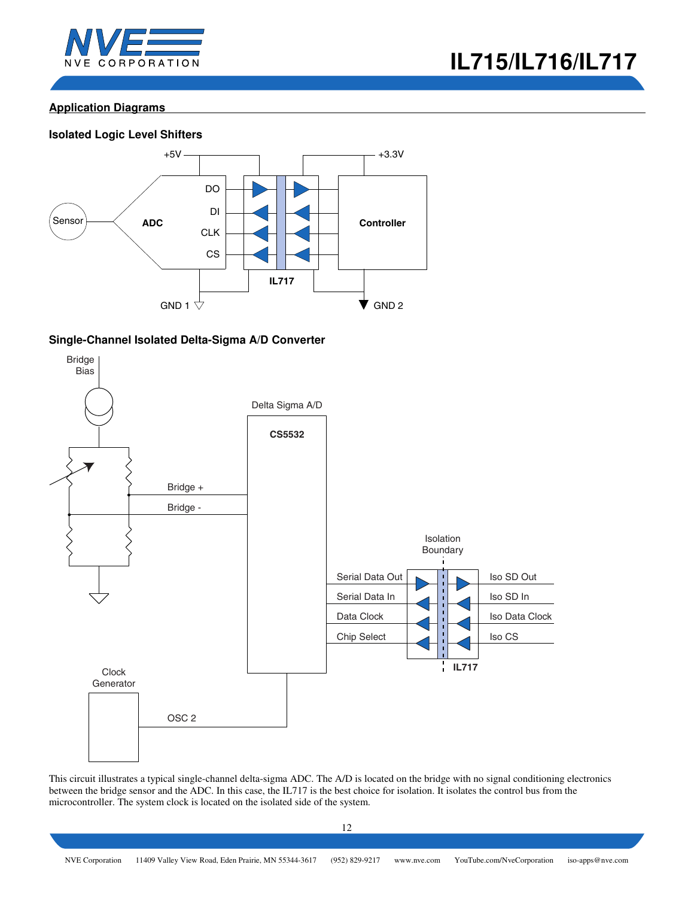## Application Diagrams

### Isolated Logic Level Shifters

+5V

+3.3V

Sensor

ADC

DO

DI

CLK

CS

IL717

Controller

GND 1

GND 2

### Single-Channel Isolated Delta-Sigma A/D Converter

Bridge Bias

Delta Sigma A/D

CS5532

Bridge +

Bridge -

Isolation Boundary

Serial Data Out

Serial Data In

Data Clock

Chip Select

Iso SD Out

Iso SD In

Iso Data Clock

Iso CS

IL717

Clock Generator

OSC 2

This circuit illustrates a typical single-channel delta-sigma ADC. The A/D is located on the bridge with no signal conditioning electronics between the bridge sensor and the ADC. In this case, the IL717 is the best choice for isolation. It isolates the control bus from the microcontroller. The system clock is located on the isolated side of the system.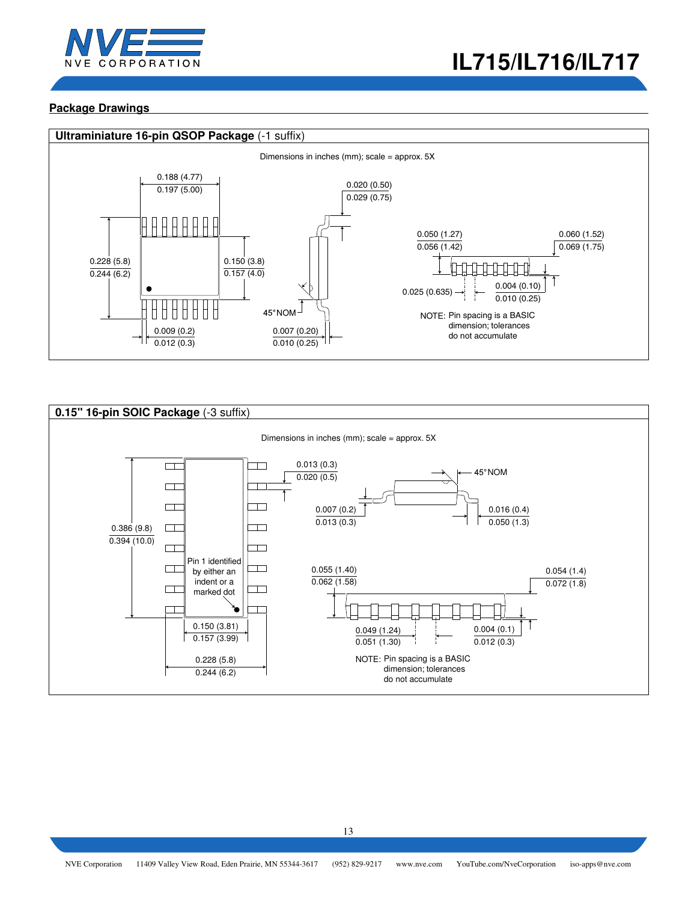## Package Drawings

### Ultraminiature 16-pin QSOP Package (-1 suffix)

Dimensions in inches (mm); scale = approx. 5X

0.188 (4.77)
0.197 (5.00)

0.020 (0.50)
0.029 (0.75)

0.050 (1.27)
0.056 (1.42)

0.060 (1.52)
0.069 (1.75)

0.228 (5.8)
0.244 (6.2)

0.150 (3.8)
0.157 (4.0)

0.025 (0.635)

0.004 (0.10)
0.010 (0.25)

45°NOM

NOTE: Pin spacing is a BASIC dimension; tolerances do not accumulate

0.009 (0.2)
0.012 (0.3)

0.007 (0.20)
0.010 (0.25)

### 0.15" 16-pin SOIC Package (-3 suffix)

Dimensions in inches (mm); scale = approx. 5X

0.013 (0.3)
0.020 (0.5)

45°NOM

0.007 (0.2)
0.013 (0.3)

0.016 (0.4)
0.050 (1.3)

0.386 (9.8)
0.394 (10.0)

Pin 1 identified by either an indent or a marked dot

0.055 (1.40)
0.062 (1.58)

0.054 (1.4)
0.072 (1.8)

0.049 (1.24)
0.051 (1.30)

0.004 (0.1)
0.012 (0.3)

0.150 (3.81)
0.157 (3.99)

0.228 (5.8)
0.244 (6.2)

NOTE: Pin spacing is a BASIC dimension; tolerances do not accumulate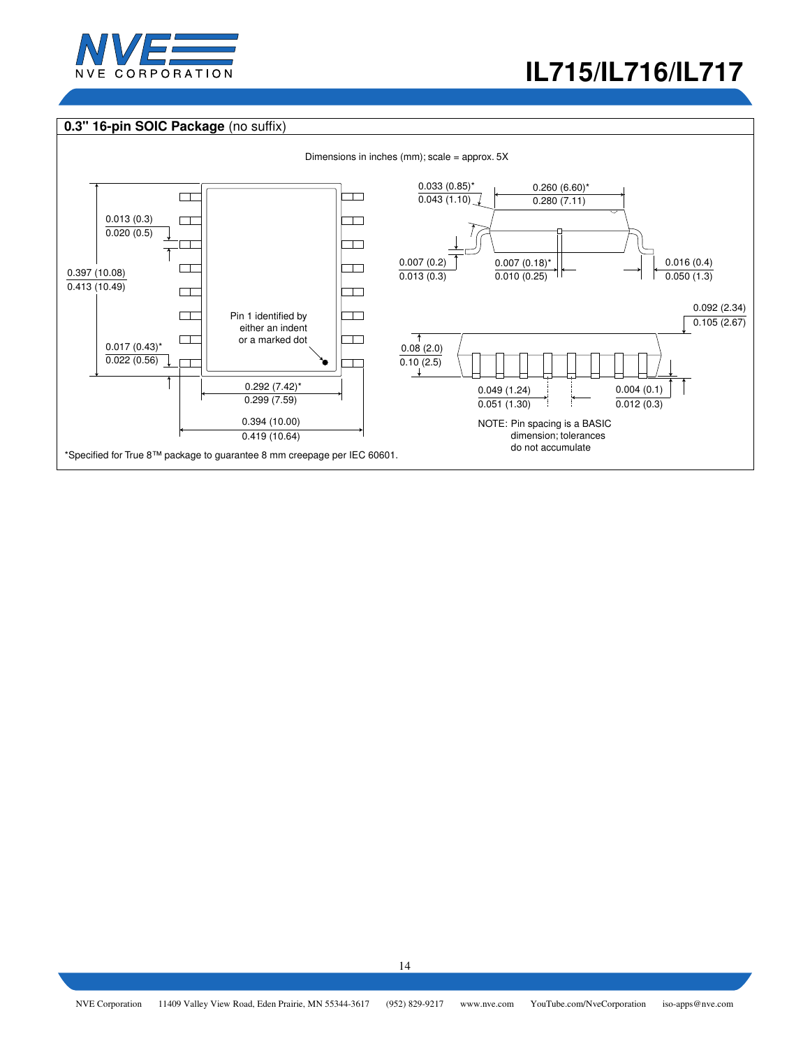## 0.3" 16-pin SOIC Package (no suffix)

Dimensions in inches (mm); scale = approx. 5X

0.013 (0.3)
0.020 (0.5)

0.397 (10.08)
0.413 (10.49)

0.017 (0.43)*
0.022 (0.56)

Pin 1 identified by either an indent or a marked dot

0.292 (7.42)*
0.299 (7.59)

0.394 (10.00)
0.419 (10.64)

0.033 (0.85)*
0.043 (1.10)

0.260 (6.60)*
0.280 (7.11)

0.007 (0.2)
0.013 (0.3)

0.007 (0.18)*
0.010 (0.25)

0.016 (0.4)
0.050 (1.3)

0.092 (2.34)
0.105 (2.67)

0.08 (2.0)
0.10 (2.5)

0.049 (1.24)
0.051 (1.30)

0.004 (0.1)
0.012 (0.3)

NOTE: Pin spacing is a BASIC dimension; tolerances do not accumulate

*Specified for True 8™ package to guarantee 8 mm creepage per IEC 60601.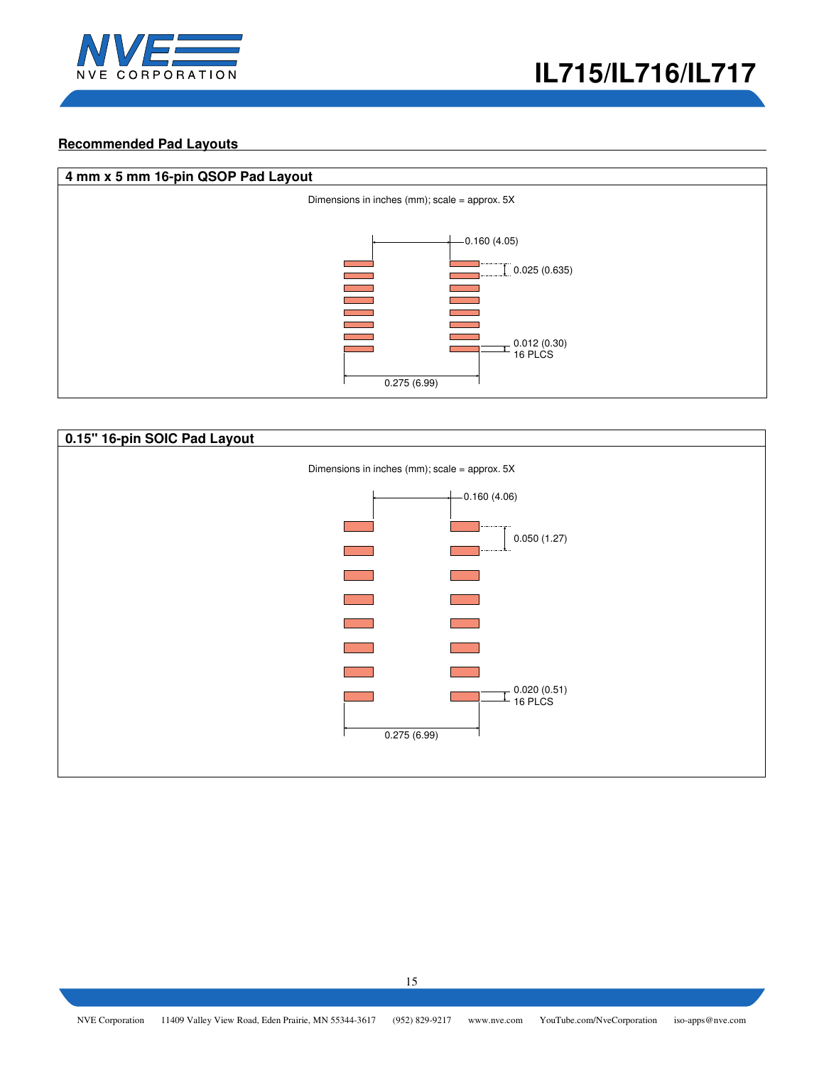## Recommended Pad Layouts

### 4 mm x 5 mm 16-pin QSOP Pad Layout

Dimensions in inches (mm); scale = approx. 5X

0.160 (4.05)

0.025 (0.635)

0.012 (0.30)
16 PLCS

0.275 (6.99)

### 0.15" 16-pin SOIC Pad Layout

Dimensions in inches (mm); scale = approx. 5X

0.160 (4.06)

0.050 (1.27)

0.020 (0.51)
16 PLCS

0.275 (6.99)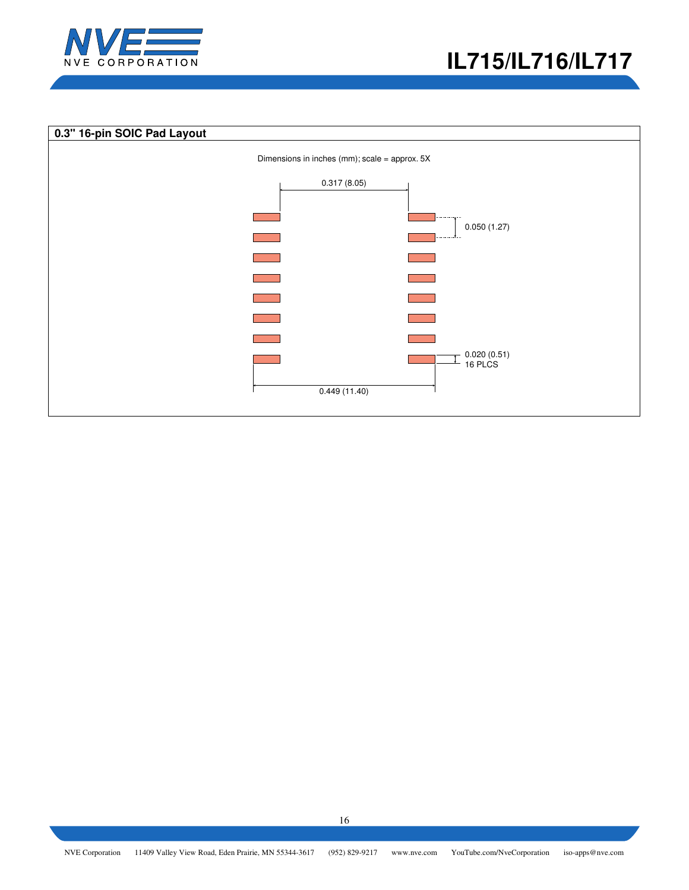## 0.3" 16-pin SOIC Pad Layout

Dimensions in inches (mm); scale = approx. 5X

0.317 (8.05)

0.050 (1.27)

0.020 (0.51)
16 PLCS

0.449 (11.40)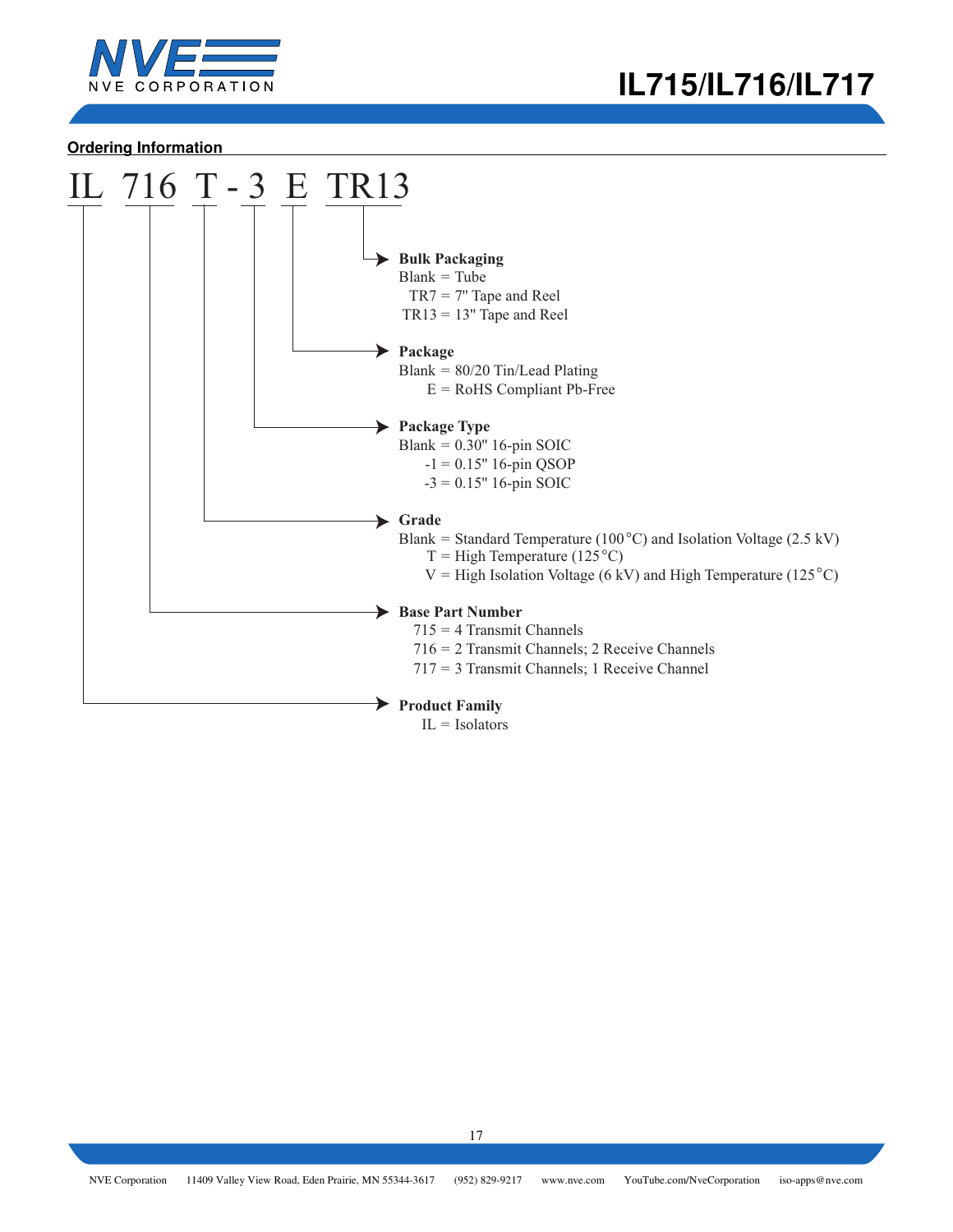## Ordering Information

**IL 716 T - 3 E TR13**

**Bulk Packaging**
- Blank = Tube
- TR7 = 7" Tape and Reel
- TR13 = 13" Tape and Reel

**Package**
- Blank = 80/20 Tin/Lead Plating
- E = RoHS Compliant Pb-Free

**Package Type**
- Blank = 0.30" 16-pin SOIC
- -1 = 0.15" 16-pin QSOP
- -3 = 0.15" 16-pin SOIC

**Grade**
- Blank = Standard Temperature (100°C) and Isolation Voltage (2.5 kV)
- T = High Temperature (125°C)
- V = High Isolation Voltage (6 kV) and High Temperature (125°C)

**Base Part Number**
- 715 = 4 Transmit Channels
- 716 = 2 Transmit Channels; 2 Receive Channels
- 717 = 3 Transmit Channels; 1 Receive Channel

**Product Family**
- IL = Isolators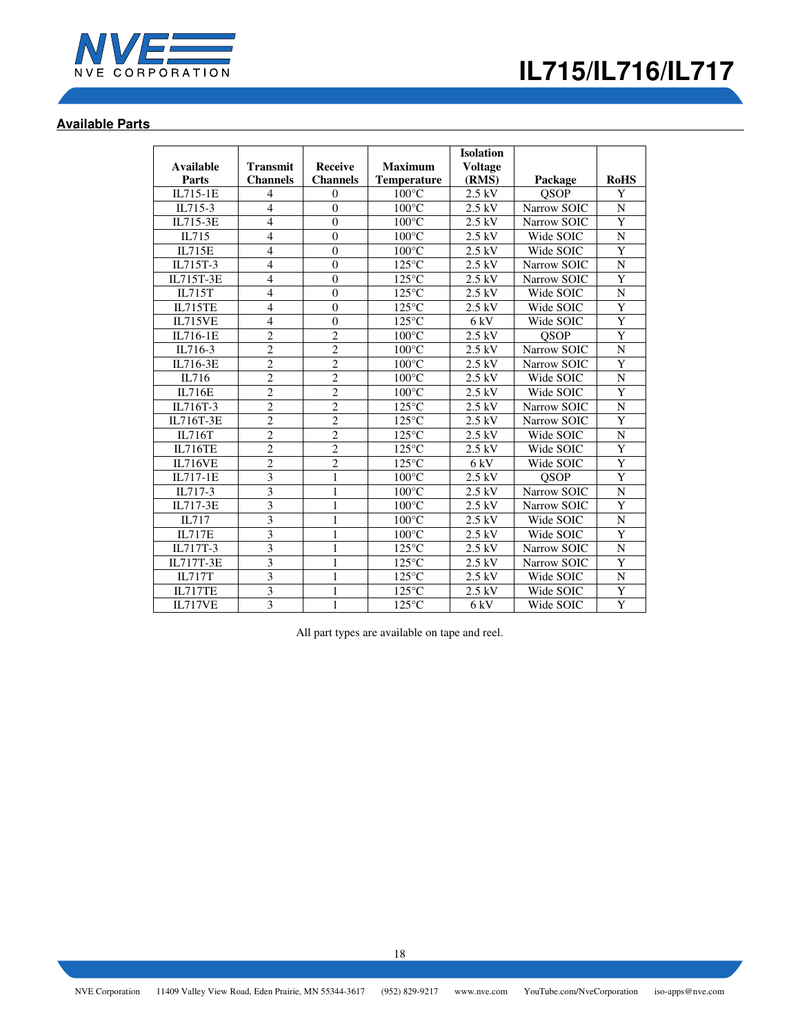## Available Parts

| Available Parts | Transmit Channels | Receive Channels | Maximum Temperature | Isolation Voltage (RMS) | Package | RoHS |
|---|---|---|---|---|---|---|
| IL715-1E | 4 | 0 | 100°C | 2.5 kV | QSOP | Y |
| IL715-3 | 4 | 0 | 100°C | 2.5 kV | Narrow SOIC | N |
| IL715-3E | 4 | 0 | 100°C | 2.5 kV | Narrow SOIC | Y |
| IL715 | 4 | 0 | 100°C | 2.5 kV | Wide SOIC | N |
| IL715E | 4 | 0 | 100°C | 2.5 kV | Wide SOIC | Y |
| IL715T-3 | 4 | 0 | 125°C | 2.5 kV | Narrow SOIC | N |
| IL715T-3E | 4 | 0 | 125°C | 2.5 kV | Narrow SOIC | Y |
| IL715T | 4 | 0 | 125°C | 2.5 kV | Wide SOIC | N |
| IL715TE | 4 | 0 | 125°C | 2.5 kV | Wide SOIC | Y |
| IL715VE | 4 | 0 | 125°C | 6 kV | Wide SOIC | Y |
| IL716-1E | 2 | 2 | 100°C | 2.5 kV | QSOP | Y |
| IL716-3 | 2 | 2 | 100°C | 2.5 kV | Narrow SOIC | N |
| IL716-3E | 2 | 2 | 100°C | 2.5 kV | Narrow SOIC | Y |
| IL716 | 2 | 2 | 100°C | 2.5 kV | Wide SOIC | N |
| IL716E | 2 | 2 | 100°C | 2.5 kV | Wide SOIC | Y |
| IL716T-3 | 2 | 2 | 125°C | 2.5 kV | Narrow SOIC | N |
| IL716T-3E | 2 | 2 | 125°C | 2.5 kV | Narrow SOIC | Y |
| IL716T | 2 | 2 | 125°C | 2.5 kV | Wide SOIC | N |
| IL716TE | 2 | 2 | 125°C | 2.5 kV | Wide SOIC | Y |
| IL716VE | 2 | 2 | 125°C | 6 kV | Wide SOIC | Y |
| IL717-1E | 3 | 1 | 100°C | 2.5 kV | QSOP | Y |
| IL717-3 | 3 | 1 | 100°C | 2.5 kV | Narrow SOIC | N |
| IL717-3E | 3 | 1 | 100°C | 2.5 kV | Narrow SOIC | Y |
| IL717 | 3 | 1 | 100°C | 2.5 kV | Wide SOIC | N |
| IL717E | 3 | 1 | 100°C | 2.5 kV | Wide SOIC | Y |
| IL717T-3 | 3 | 1 | 125°C | 2.5 kV | Narrow SOIC | N |
| IL717T-3E | 3 | 1 | 125°C | 2.5 kV | Narrow SOIC | Y |
| IL717T | 3 | 1 | 125°C | 2.5 kV | Wide SOIC | N |
| IL717TE | 3 | 1 | 125°C | 2.5 kV | Wide SOIC | Y |
| IL717VE | 3 | 1 | 125°C | 6 kV | Wide SOIC | Y |

All part types are available on tape and reel.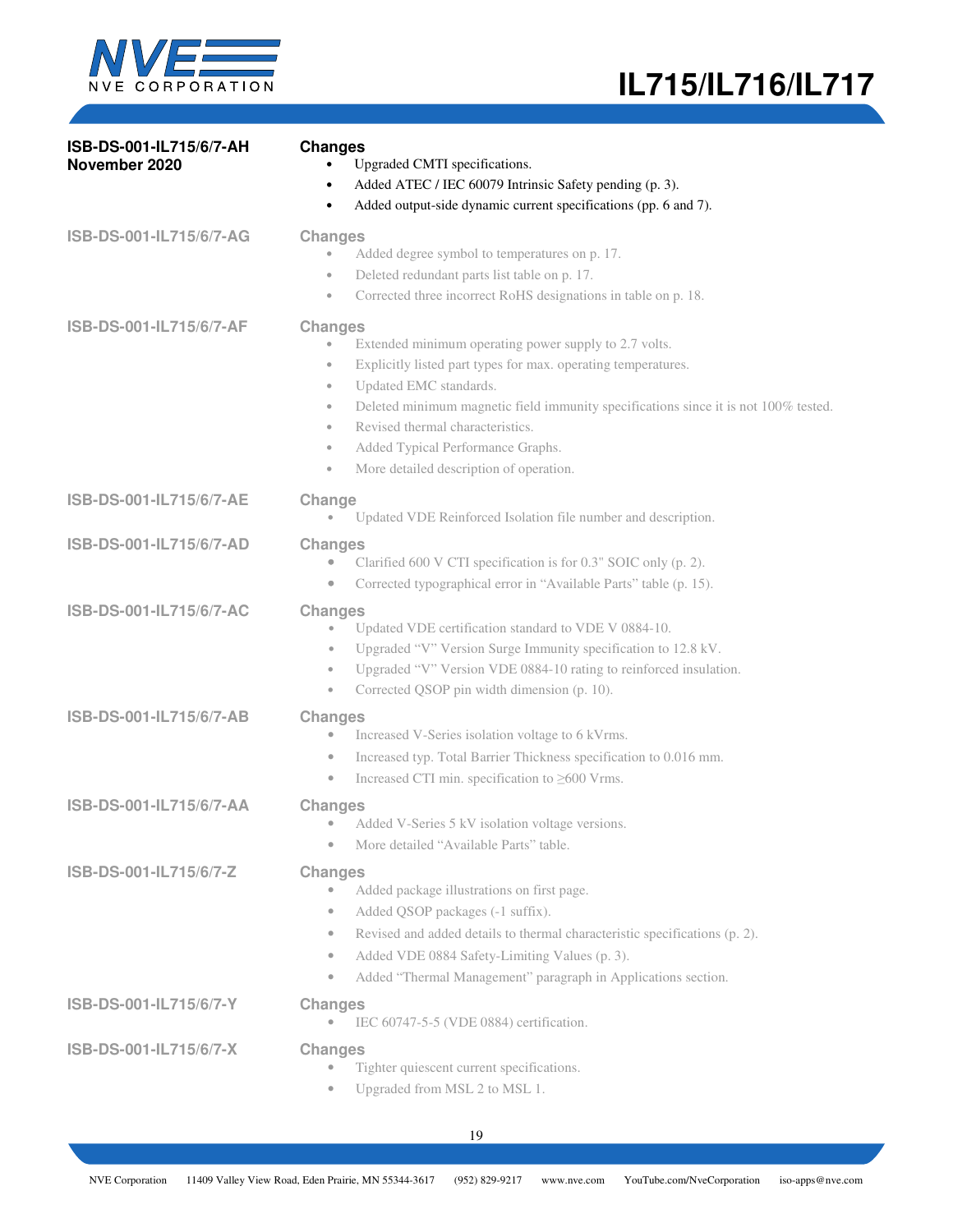**ISB-DS-001-IL715/6/7-AH**
**November 2020**

**Changes**

- Upgraded CMTI specifications.
- Added ATEC / IEC 60079 Intrinsic Safety pending (p. 3).
- Added output-side dynamic current specifications (pp. 6 and 7).

**ISB-DS-001-IL715/6/7-AG**

**Changes**

- Added degree symbol to temperatures on p. 17.
- Deleted redundant parts list table on p. 17.
- Corrected three incorrect RoHS designations in table on p. 18.

**ISB-DS-001-IL715/6/7-AF**

**Changes**

- Extended minimum operating power supply to 2.7 volts.
- Explicitly listed part types for max. operating temperatures.
- Updated EMC standards.
- Deleted minimum magnetic field immunity specifications since it is not 100% tested.
- Revised thermal characteristics.
- Added Typical Performance Graphs.
- More detailed description of operation.

**ISB-DS-001-IL715/6/7-AE**

**Change**

- Updated VDE Reinforced Isolation file number and description.

**ISB-DS-001-IL715/6/7-AD**

**Changes**

- Clarified 600 V CTI specification is for 0.3" SOIC only (p. 2).
- Corrected typographical error in "Available Parts" table (p. 15).

**ISB-DS-001-IL715/6/7-AC**

**Changes**

- Updated VDE certification standard to VDE V 0884-10.
- Upgraded "V" Version Surge Immunity specification to 12.8 kV.
- Upgraded "V" Version VDE 0884-10 rating to reinforced insulation.
- Corrected QSOP pin width dimension (p. 10).

**ISB-DS-001-IL715/6/7-AB**

**Changes**

- Increased V-Series isolation voltage to 6 kVrms.
- Increased typ. Total Barrier Thickness specification to 0.016 mm.
- Increased CTI min. specification to ≥600 Vrms.

**ISB-DS-001-IL715/6/7-AA**

**Changes**

- Added V-Series 5 kV isolation voltage versions.
- More detailed "Available Parts" table.

**ISB-DS-001-IL715/6/7-Z**

**Changes**

- Added package illustrations on first page.
- Added QSOP packages (-1 suffix).
- Revised and added details to thermal characteristic specifications (p. 2).
- Added VDE 0884 Safety-Limiting Values (p. 3).
- Added "Thermal Management" paragraph in Applications section.

**ISB-DS-001-IL715/6/7-Y**

**Changes**

- IEC 60747-5-5 (VDE 0884) certification.

**ISB-DS-001-IL715/6/7-X**

**Changes**

- Tighter quiescent current specifications.
- Upgraded from MSL 2 to MSL 1.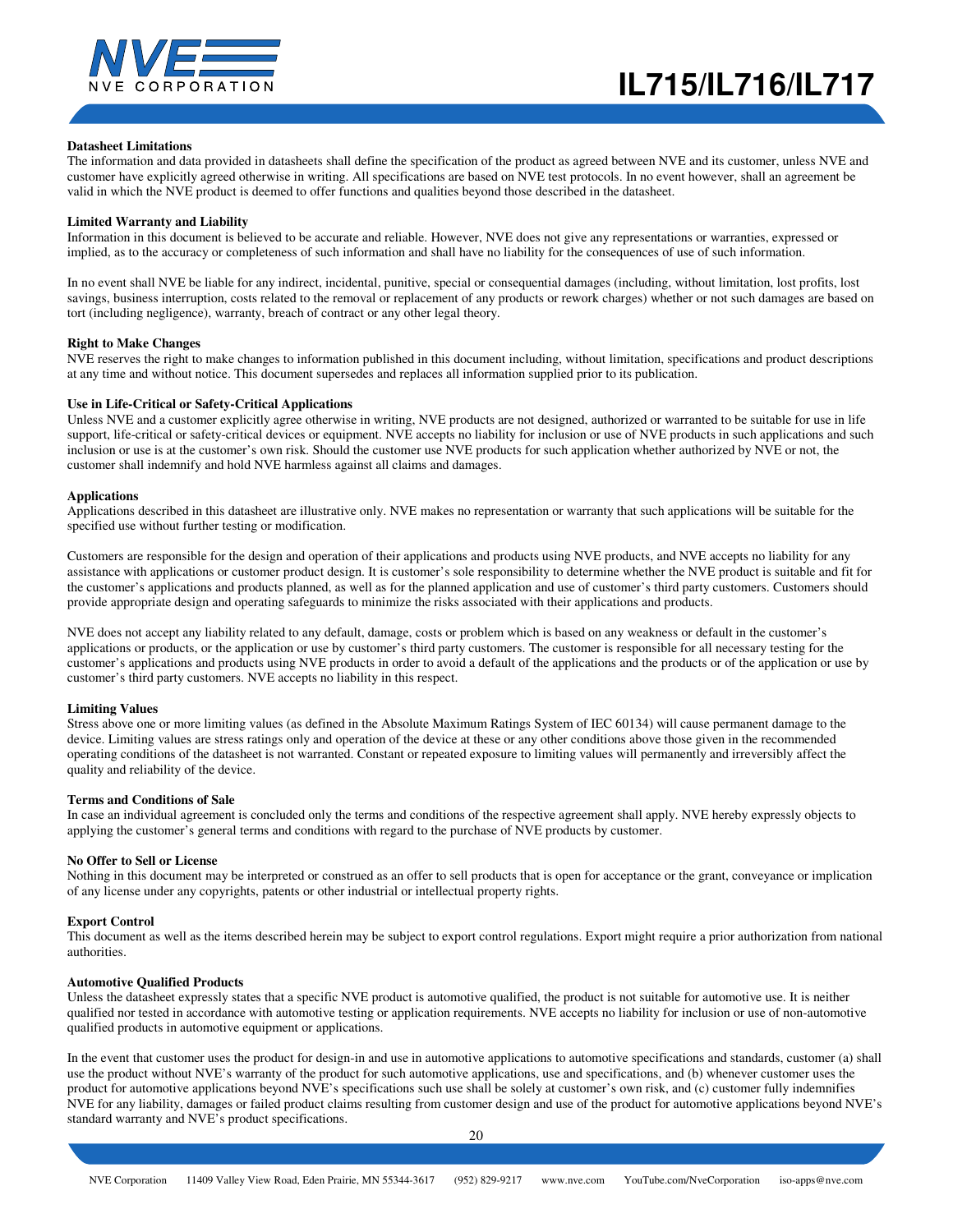### Datasheet Limitations

The information and data provided in datasheets shall define the specification of the product as agreed between NVE and its customer, unless NVE and customer have explicitly agreed otherwise in writing. All specifications are based on NVE test protocols. In no event however, shall an agreement be valid in which the NVE product is deemed to offer functions and qualities beyond those described in the datasheet.

### Limited Warranty and Liability

Information in this document is believed to be accurate and reliable. However, NVE does not give any representations or warranties, expressed or implied, as to the accuracy or completeness of such information and shall have no liability for the consequences of use of such information.

In no event shall NVE be liable for any indirect, incidental, punitive, special or consequential damages (including, without limitation, lost profits, lost savings, business interruption, costs related to the removal or replacement of any products or rework charges) whether or not such damages are based on tort (including negligence), warranty, breach of contract or any other legal theory.

### Right to Make Changes

NVE reserves the right to make changes to information published in this document including, without limitation, specifications and product descriptions at any time and without notice. This document supersedes and replaces all information supplied prior to its publication.

### Use in Life-Critical or Safety-Critical Applications

Unless NVE and a customer explicitly agree otherwise in writing, NVE products are not designed, authorized or warranted to be suitable for use in life support, life-critical or safety-critical devices or equipment. NVE accepts no liability for inclusion or use of NVE products in such applications and such inclusion or use is at the customer's own risk. Should the customer use NVE products for such application whether authorized by NVE or not, the customer shall indemnify and hold NVE harmless against all claims and damages.

### Applications

Applications described in this datasheet are illustrative only. NVE makes no representation or warranty that such applications will be suitable for the specified use without further testing or modification.

Customers are responsible for the design and operation of their applications and products using NVE products, and NVE accepts no liability for any assistance with applications or customer product design. It is customer's sole responsibility to determine whether the NVE product is suitable and fit for the customer's applications and products planned, as well as for the planned application and use of customer's third party customers. Customers should provide appropriate design and operating safeguards to minimize the risks associated with their applications and products.

NVE does not accept any liability related to any default, damage, costs or problem which is based on any weakness or default in the customer's applications or products, or the application or use by customer's third party customers. The customer is responsible for all necessary testing for the customer's applications and products using NVE products in order to avoid a default of the applications and the products or of the application or use by customer's third party customers. NVE accepts no liability in this respect.

### Limiting Values

Stress above one or more limiting values (as defined in the Absolute Maximum Ratings System of IEC 60134) will cause permanent damage to the device. Limiting values are stress ratings only and operation of the device at these or any other conditions above those given in the recommended operating conditions of the datasheet is not warranted. Constant or repeated exposure to limiting values will permanently and irreversibly affect the quality and reliability of the device.

### Terms and Conditions of Sale

In case an individual agreement is concluded only the terms and conditions of the respective agreement shall apply. NVE hereby expressly objects to applying the customer's general terms and conditions with regard to the purchase of NVE products by customer.

### No Offer to Sell or License

Nothing in this document may be interpreted or construed as an offer to sell products that is open for acceptance or the grant, conveyance or implication of any license under any copyrights, patents or other industrial or intellectual property rights.

### Export Control

This document as well as the items described herein may be subject to export control regulations. Export might require a prior authorization from national authorities.

### Automotive Qualified Products

Unless the datasheet expressly states that a specific NVE product is automotive qualified, the product is not suitable for automotive use. It is neither qualified nor tested in accordance with automotive testing or application requirements. NVE accepts no liability for inclusion or use of non-automotive qualified products in automotive equipment or applications.

In the event that customer uses the product for design-in and use in automotive applications to automotive specifications and standards, customer (a) shall use the product without NVE's warranty of the product for such automotive applications, use and specifications, and (b) whenever customer uses the product for automotive applications beyond NVE's specifications such use shall be solely at customer's own risk, and (c) customer fully indemnifies NVE for any liability, damages or failed product claims resulting from customer design and use of the product for automotive applications beyond NVE's standard warranty and NVE's product specifications.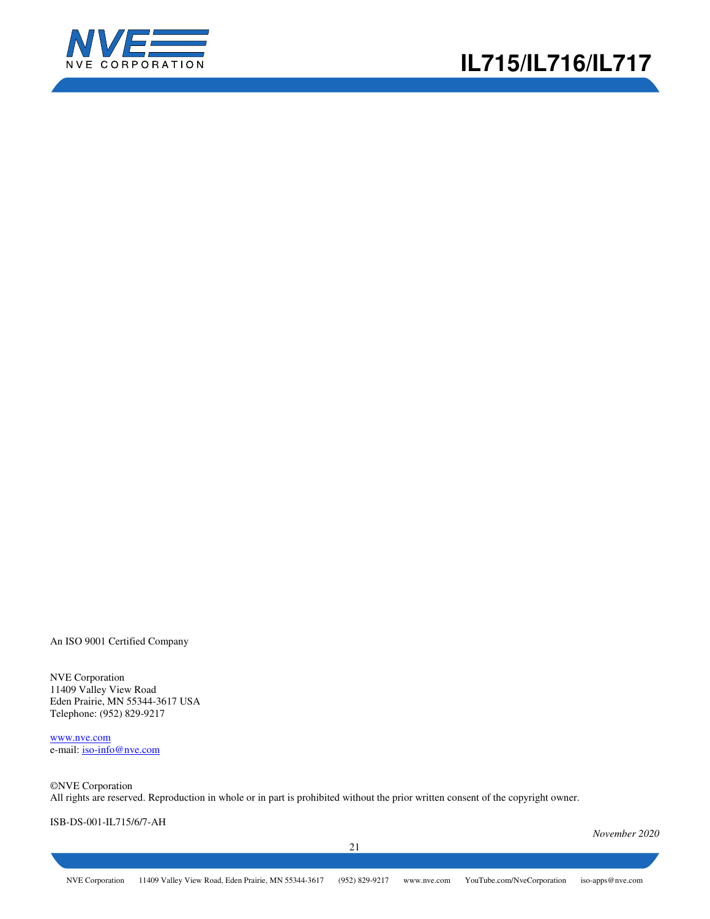An ISO 9001 Certified Company

NVE Corporation
11409 Valley View Road
Eden Prairie, MN 55344-3617 USA
Telephone: (952) 829-9217

www.nve.com
e-mail: iso-info@nve.com

©NVE Corporation
All rights are reserved. Reproduction in whole or in part is prohibited without the prior written consent of the copyright owner.

ISB-DS-001-IL715/6/7-AH

*November 2020*